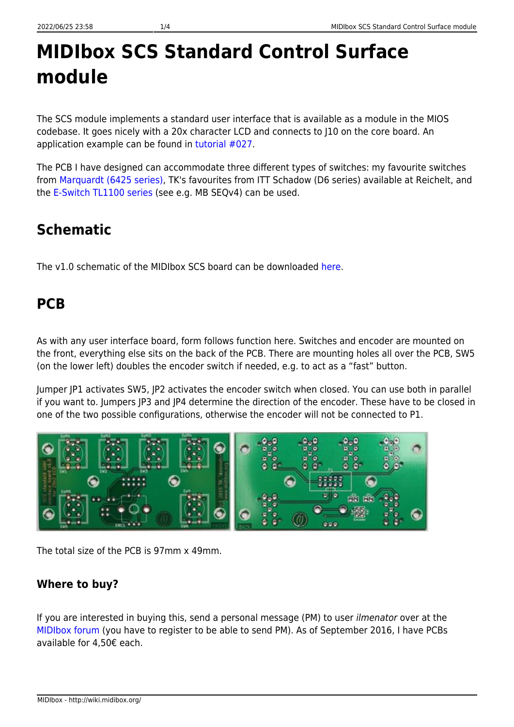# MIDIbox SCS Standard Control Surface module

The SCS module implements a standard user interface that is available as a module in the MIOS codebase. It goes nicely with a 20x character LCD and connects to J10 on the core board. An application example can be found in tutorial #027.

The PCB I have designed can accommodate three different types of switches: my favourite switches from Marquardt (6425 series), TK's favourites from ITT Schadow (D6 series) available at Reichelt, and the E-Switch TL1100 series (see e.g. MB SEQv4) can be used.

## Schematic

The v1.0 schematic of the MIDIbox SCS board can be downloaded here.

## PCB

As with any user interface board, form follows function here. Switches and encoder are mounted on the front, everything else sits on the back of the PCB. There are mounting holes all over the PCB, SW5 (on the lower left) doubles the encoder switch if needed, e.g. to act as a "fast" button.

Jumper JP1 activates SW5, JP2 activates the encoder switch when closed. You can use both in parallel if you want to. Jumpers JP3 and JP4 determine the direction of the encoder. These have to be closed in one of the two possible configurations, otherwise the encoder will not be connected to P1.

The total size of the PCB is 97mm x 49mm.

### Where to buy?

If you are interested in buying this, send a personal message (PM) to user *ilmenator* over at the MIDIbox forum (you have to register to be able to send PM). As of September 2016, I have PCBs available for 4,50€ each.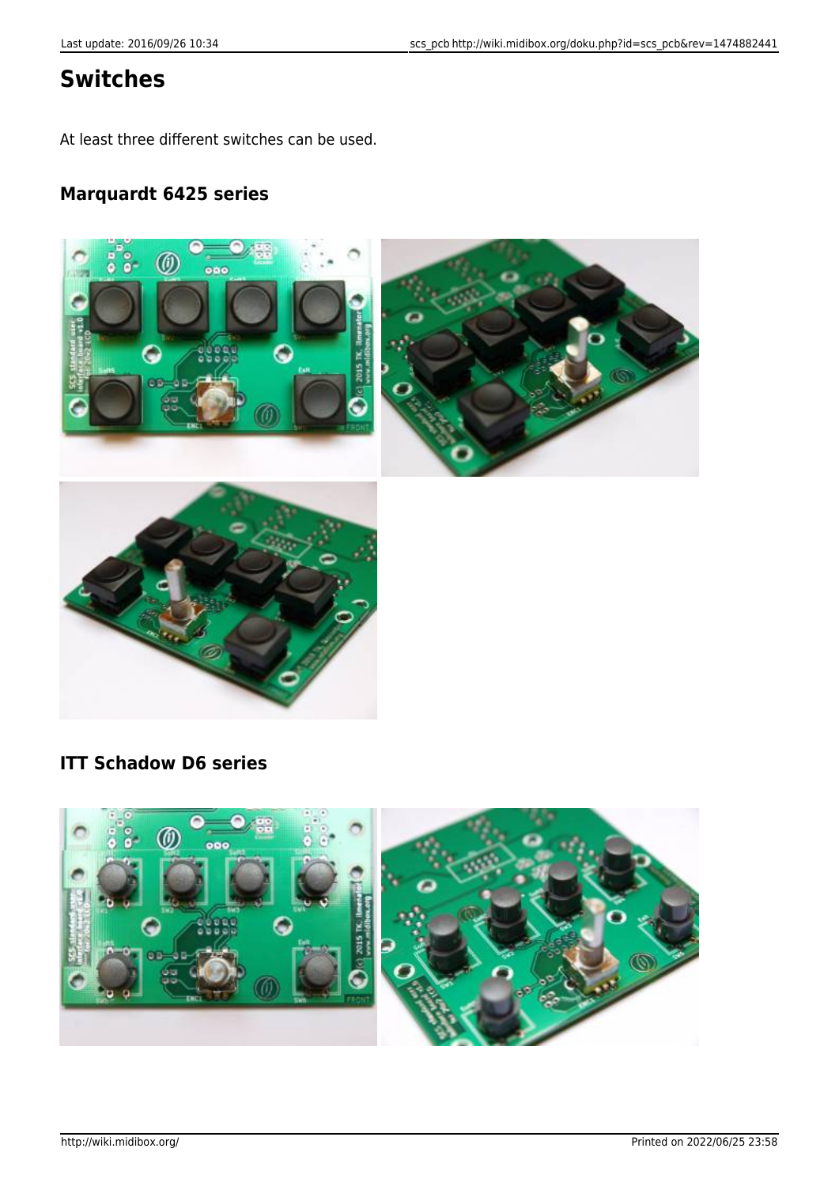# Switches

At least three different switches can be used.

## Marquardt 6425 series

## ITT Schadow D6 series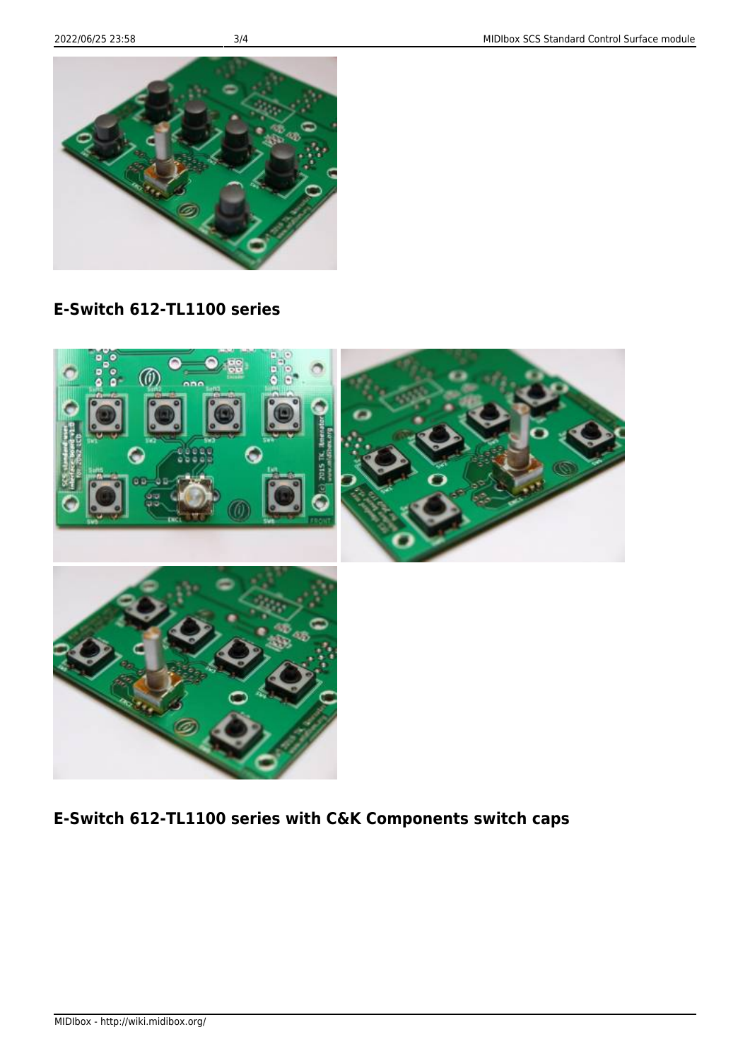## E-Switch 612-TL1100 series

## E-Switch 612-TL1100 series with C&K Components switch caps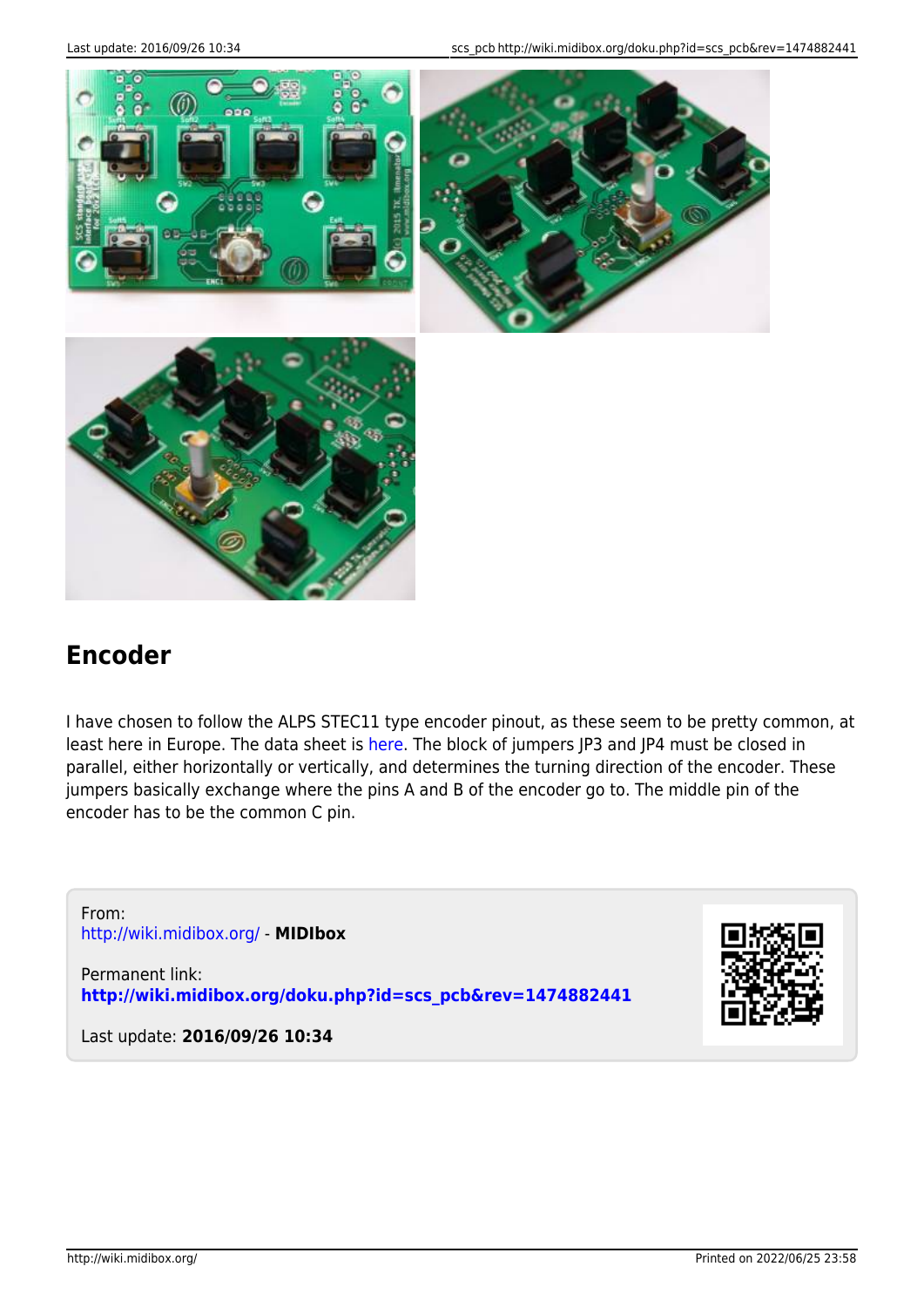## Encoder

I have chosen to follow the ALPS STEC11 type encoder pinout, as these seem to be pretty common, at least here in Europe. The data sheet is here. The block of jumpers JP3 and JP4 must be closed in parallel, either horizontally or vertically, and determines the turning direction of the encoder. These jumpers basically exchange where the pins A and B of the encoder go to. The middle pin of the encoder has to be the common C pin.

From:
http://wiki.midibox.org/ - **MIDIbox**

Permanent link:
**http://wiki.midibox.org/doku.php?id=scs_pcb&rev=1474882441**

Last update: **2016/09/26 10:34**